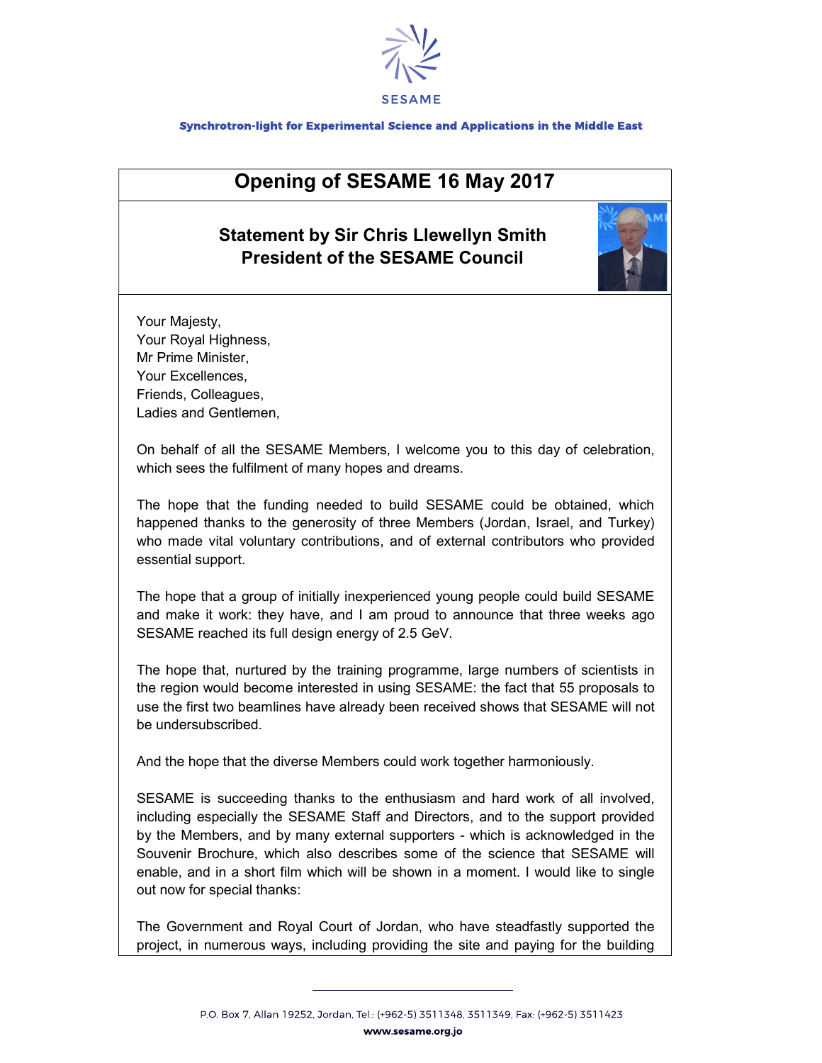SESAME

**Synchrotron-light for Experimental Science and Applications in the Middle East**

# Opening of SESAME 16 May 2017

## Statement by Sir Chris Llewellyn Smith
## President of the SESAME Council

Your Majesty,
Your Royal Highness,
Mr Prime Minister,
Your Excellences,
Friends, Colleagues,
Ladies and Gentlemen,

On behalf of all the SESAME Members, I welcome you to this day of celebration, which sees the fulfilment of many hopes and dreams.

The hope that the funding needed to build SESAME could be obtained, which happened thanks to the generosity of three Members (Jordan, Israel, and Turkey) who made vital voluntary contributions, and of external contributors who provided essential support.

The hope that a group of initially inexperienced young people could build SESAME and make it work: they have, and I am proud to announce that three weeks ago SESAME reached its full design energy of 2.5 GeV.

The hope that, nurtured by the training programme, large numbers of scientists in the region would become interested in using SESAME: the fact that 55 proposals to use the first two beamlines have already been received shows that SESAME will not be undersubscribed.

And the hope that the diverse Members could work together harmoniously.

SESAME is succeeding thanks to the enthusiasm and hard work of all involved, including especially the SESAME Staff and Directors, and to the support provided by the Members, and by many external supporters - which is acknowledged in the Souvenir Brochure, which also describes some of the science that SESAME will enable, and in a short film which will be shown in a moment. I would like to single out now for special thanks:

The Government and Royal Court of Jordan, who have steadfastly supported the project, in numerous ways, including providing the site and paying for the building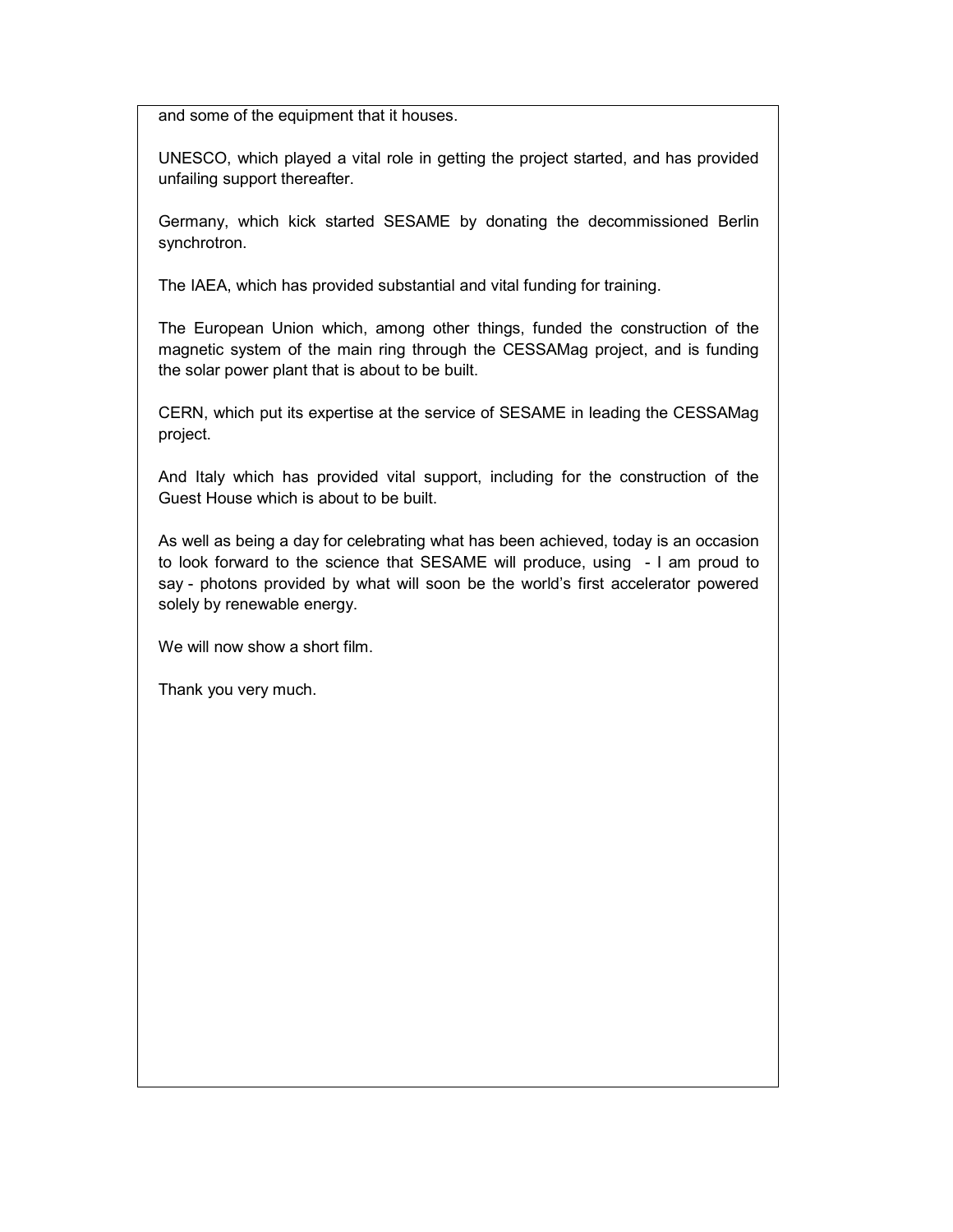and some of the equipment that it houses.

UNESCO, which played a vital role in getting the project started, and has provided unfailing support thereafter.

Germany, which kick started SESAME by donating the decommissioned Berlin synchrotron.

The IAEA, which has provided substantial and vital funding for training.

The European Union which, among other things, funded the construction of the magnetic system of the main ring through the CESSAMag project, and is funding the solar power plant that is about to be built.

CERN, which put its expertise at the service of SESAME in leading the CESSAMag project.

And Italy which has provided vital support, including for the construction of the Guest House which is about to be built.

As well as being a day for celebrating what has been achieved, today is an occasion to look forward to the science that SESAME will produce, using - I am proud to say - photons provided by what will soon be the world's first accelerator powered solely by renewable energy.

We will now show a short film.

Thank you very much.